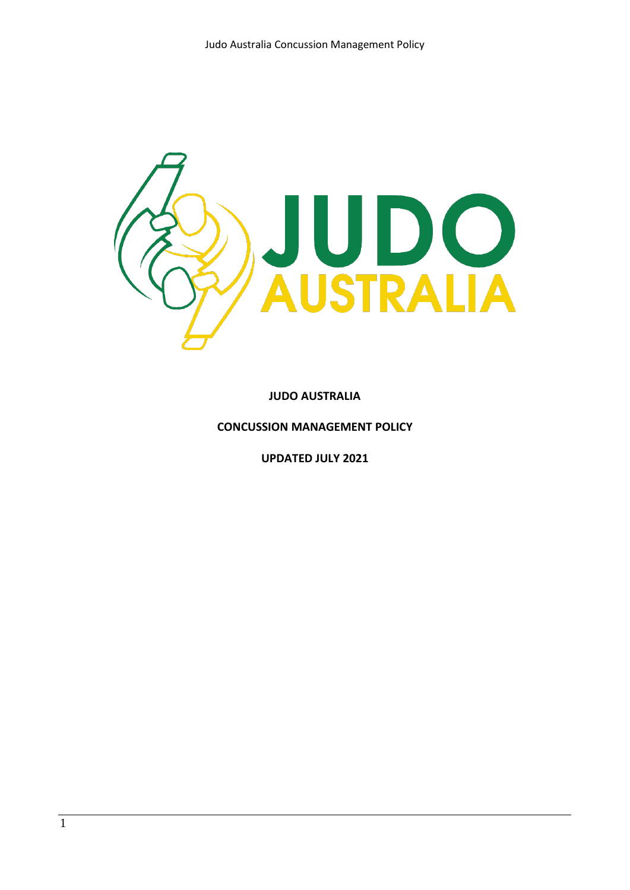**JUDO AUSTRALIA**

**CONCUSSION MANAGEMENT POLICY**

**UPDATED JULY 2021**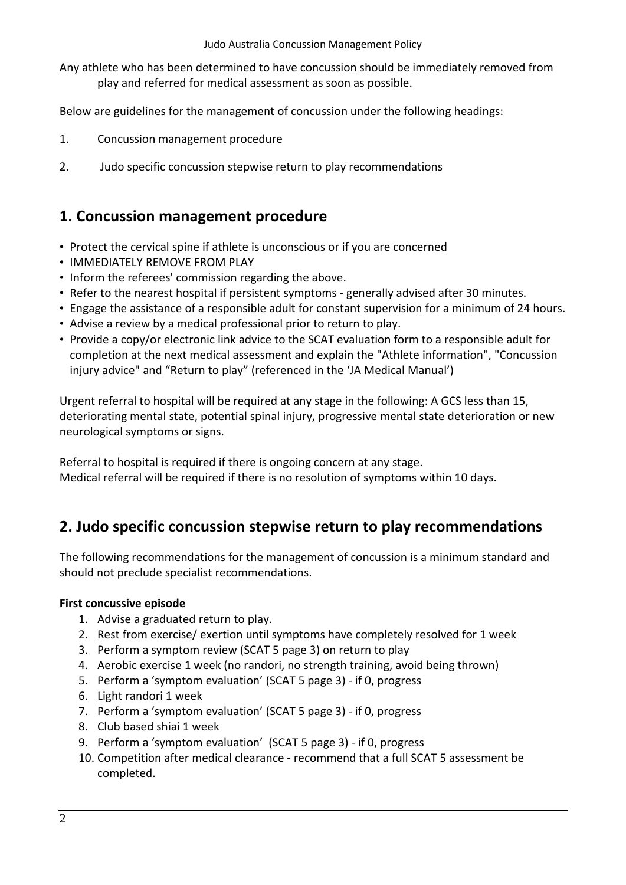Any athlete who has been determined to have concussion should be immediately removed from play and referred for medical assessment as soon as possible.

Below are guidelines for the management of concussion under the following headings:

1. Concussion management procedure
2. Judo specific concussion stepwise return to play recommendations

## 1. Concussion management procedure

- Protect the cervical spine if athlete is unconscious or if you are concerned
- IMMEDIATELY REMOVE FROM PLAY
- Inform the referees' commission regarding the above.
- Refer to the nearest hospital if persistent symptoms - generally advised after 30 minutes.
- Engage the assistance of a responsible adult for constant supervision for a minimum of 24 hours.
- Advise a review by a medical professional prior to return to play.
- Provide a copy/or electronic link advice to the SCAT evaluation form to a responsible adult for completion at the next medical assessment and explain the "Athlete information", "Concussion injury advice" and "Return to play" (referenced in the 'JA Medical Manual')

Urgent referral to hospital will be required at any stage in the following: A GCS less than 15, deteriorating mental state, potential spinal injury, progressive mental state deterioration or new neurological symptoms or signs.

Referral to hospital is required if there is ongoing concern at any stage.
Medical referral will be required if there is no resolution of symptoms within 10 days.

## 2. Judo specific concussion stepwise return to play recommendations

The following recommendations for the management of concussion is a minimum standard and should not preclude specialist recommendations.

**First concussive episode**

1. Advise a graduated return to play.
2. Rest from exercise/ exertion until symptoms have completely resolved for 1 week
3. Perform a symptom review (SCAT 5 page 3) on return to play
4. Aerobic exercise 1 week (no randori, no strength training, avoid being thrown)
5. Perform a 'symptom evaluation' (SCAT 5 page 3) - if 0, progress
6. Light randori 1 week
7. Perform a 'symptom evaluation' (SCAT 5 page 3) - if 0, progress
8. Club based shiai 1 week
9. Perform a 'symptom evaluation' (SCAT 5 page 3) - if 0, progress
10. Competition after medical clearance - recommend that a full SCAT 5 assessment be completed.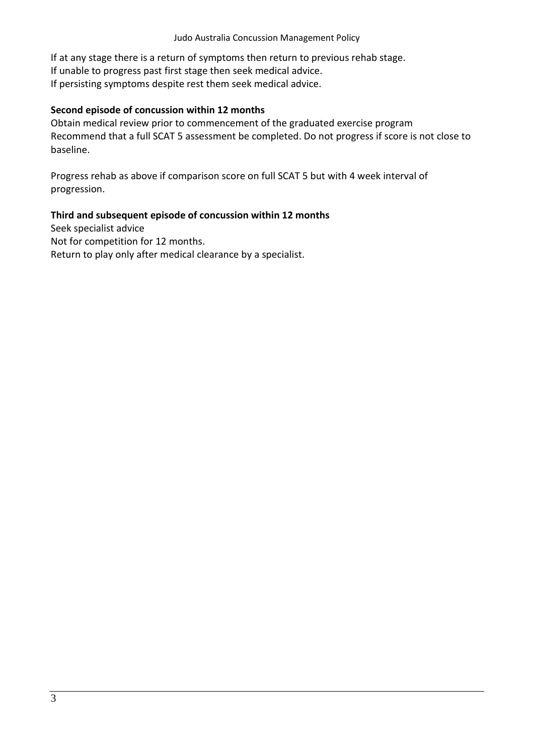If at any stage there is a return of symptoms then return to previous rehab stage.
If unable to progress past first stage then seek medical advice.
If persisting symptoms despite rest them seek medical advice.

**Second episode of concussion within 12 months**

Obtain medical review prior to commencement of the graduated exercise program
Recommend that a full SCAT 5 assessment be completed. Do not progress if score is not close to baseline.

Progress rehab as above if comparison score on full SCAT 5 but with 4 week interval of progression.

**Third and subsequent episode of concussion within 12 months**

Seek specialist advice
Not for competition for 12 months.
Return to play only after medical clearance by a specialist.